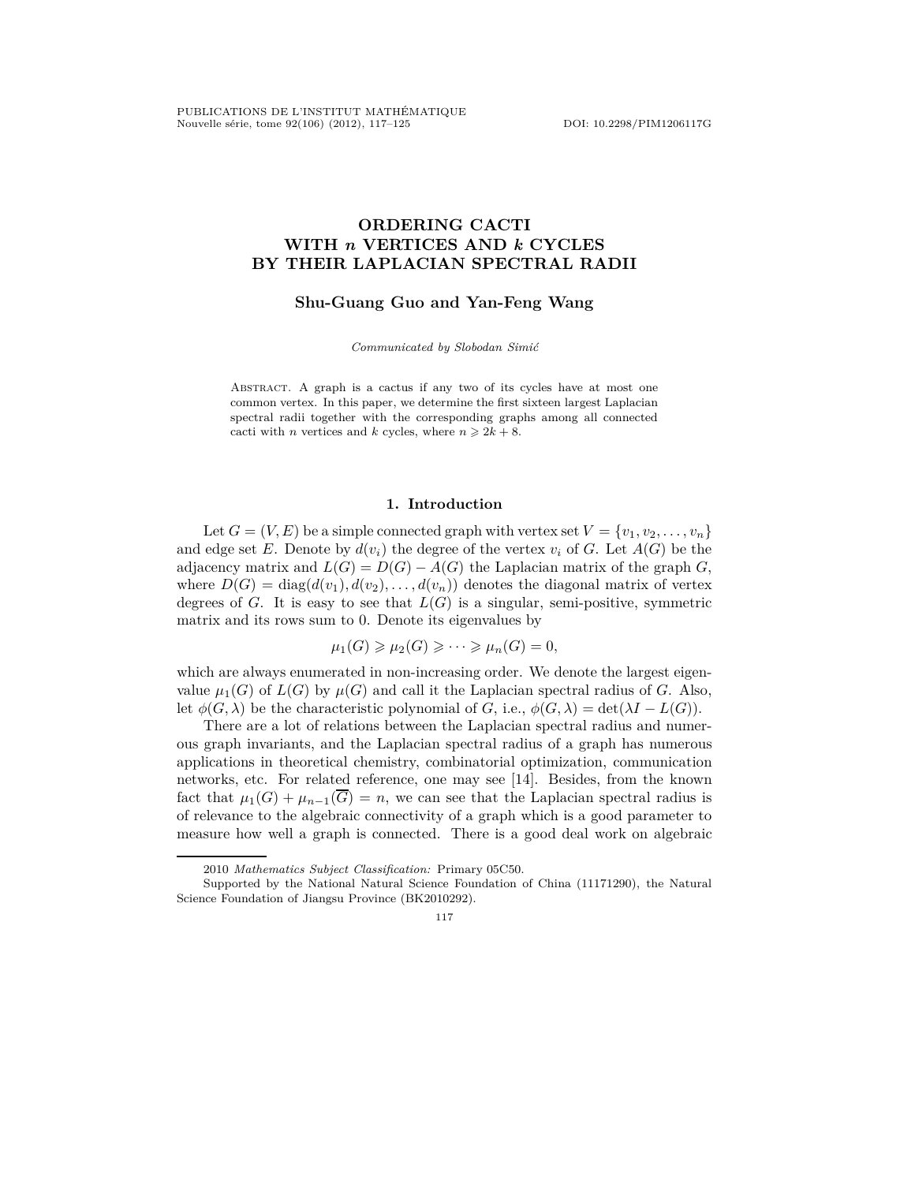# ORDERING CACTI WITH $n$ VERTICES AND $k$ CYCLES BY THEIR LAPLACIAN SPECTRAL RADII

**Shu-Guang Guo and Yan-Feng Wang**

*Communicated by Slobodan Simić*

Abstract. A graph is a cactus if any two of its cycles have at most one common vertex. In this paper, we determine the first sixteen largest Laplacian spectral radii together with the corresponding graphs among all connected cacti with $n$ vertices and $k$ cycles, where $n \geqslant 2k + 8$.

## 1. Introduction

Let $G = (V, E)$ be a simple connected graph with vertex set $V = \{v_1, v_2, \ldots, v_n\}$ and edge set $E$. Denote by $d(v_i)$ the degree of the vertex $v_i$ of $G$. Let $A(G)$ be the adjacency matrix and $L(G) = D(G) - A(G)$ the Laplacian matrix of the graph $G$, where $D(G) = \mathrm{diag}(d(v_1), d(v_2), \ldots, d(v_n))$ denotes the diagonal matrix of vertex degrees of $G$. It is easy to see that $L(G)$ is a singular, semi-positive, symmetric matrix and its rows sum to 0. Denote its eigenvalues by

$$\mu_1(G) \geqslant \mu_2(G) \geqslant \cdots \geqslant \mu_n(G) = 0,$$

which are always enumerated in non-increasing order. We denote the largest eigenvalue $\mu_1(G)$ of $L(G)$ by $\mu(G)$ and call it the Laplacian spectral radius of $G$. Also, let $\phi(G, \lambda)$ be the characteristic polynomial of $G$, i.e., $\phi(G, \lambda) = \det(\lambda I - L(G))$.

There are a lot of relations between the Laplacian spectral radius and numerous graph invariants, and the Laplacian spectral radius of a graph has numerous applications in theoretical chemistry, combinatorial optimization, communication networks, etc. For related reference, one may see [14]. Besides, from the known fact that $\mu_1(G) + \mu_{n-1}(\overline{G}) = n$, we can see that the Laplacian spectral radius is of relevance to the algebraic connectivity of a graph which is a good parameter to measure how well a graph is connected. There is a good deal work on algebraic

---

2010 *Mathematics Subject Classification:* Primary 05C50.

Supported by the National Natural Science Foundation of China (11171290), the Natural Science Foundation of Jiangsu Province (BK2010292).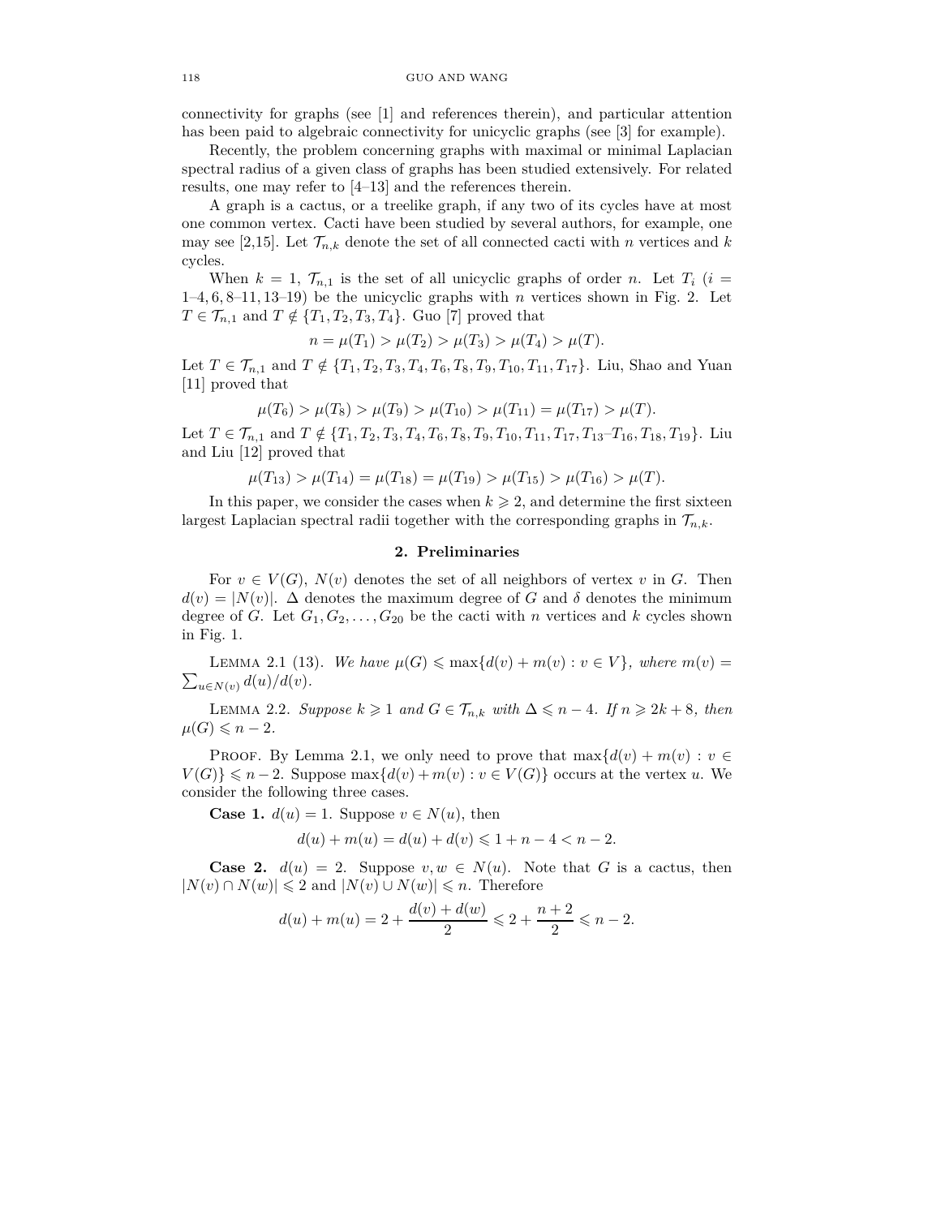connectivity for graphs (see [1] and references therein), and particular attention has been paid to algebraic connectivity for unicyclic graphs (see [3] for example).

Recently, the problem concerning graphs with maximal or minimal Laplacian spectral radius of a given class of graphs has been studied extensively. For related results, one may refer to [4–13] and the references therein.

A graph is a cactus, or a treelike graph, if any two of its cycles have at most one common vertex. Cacti have been studied by several authors, for example, one may see [2,15]. Let $\mathcal{T}_{n,k}$ denote the set of all connected cacti with $n$ vertices and $k$ cycles.

When $k = 1$, $\mathcal{T}_{n,1}$ is the set of all unicyclic graphs of order $n$. Let $T_i$ ($i = 1$–$4, 6, 8$–$11, 13$–$19$) be the unicyclic graphs with $n$ vertices shown in Fig. 2. Let $T \in \mathcal{T}_{n,1}$ and $T \notin \{T_1, T_2, T_3, T_4\}$. Guo [7] proved that

$$n = \mu(T_1) > \mu(T_2) > \mu(T_3) > \mu(T_4) > \mu(T).$$

Let $T \in \mathcal{T}_{n,1}$ and $T \notin \{T_1, T_2, T_3, T_4, T_6, T_8, T_9, T_{10}, T_{11}, T_{17}\}$. Liu, Shao and Yuan [11] proved that

$$\mu(T_6) > \mu(T_8) > \mu(T_9) > \mu(T_{10}) > \mu(T_{11}) = \mu(T_{17}) > \mu(T).$$

Let $T \in \mathcal{T}_{n,1}$ and $T \notin \{T_1, T_2, T_3, T_4, T_6, T_8, T_9, T_{10}, T_{11}, T_{17}, T_{13}\text{–}T_{16}, T_{18}, T_{19}\}$. Liu and Liu [12] proved that

$$\mu(T_{13}) > \mu(T_{14}) = \mu(T_{18}) = \mu(T_{19}) > \mu(T_{15}) > \mu(T_{16}) > \mu(T).$$

In this paper, we consider the cases when $k \geqslant 2$, and determine the first sixteen largest Laplacian spectral radii together with the corresponding graphs in $\mathcal{T}_{n,k}$.

## 2. Preliminaries

For $v \in V(G)$, $N(v)$ denotes the set of all neighbors of vertex $v$ in $G$. Then $d(v) = |N(v)|$. $\Delta$ denotes the maximum degree of $G$ and $\delta$ denotes the minimum degree of $G$. Let $G_1, G_2, \dots, G_{20}$ be the cacti with $n$ vertices and $k$ cycles shown in Fig. 1.

Lemma 2.1 (13). *We have* $\mu(G) \leqslant \max\{d(v) + m(v) : v \in V\}$, *where* $m(v) = \sum_{u \in N(v)} d(u)/d(v)$.

Lemma 2.2. *Suppose* $k \geqslant 1$ *and* $G \in \mathcal{T}_{n,k}$ *with* $\Delta \leqslant n - 4$. *If* $n \geqslant 2k + 8$, *then* $\mu(G) \leqslant n - 2$.

Proof. By Lemma 2.1, we only need to prove that $\max\{d(v) + m(v) : v \in V(G)\} \leqslant n - 2$. Suppose $\max\{d(v) + m(v) : v \in V(G)\}$ occurs at the vertex $u$. We consider the following three cases.

**Case 1.** $d(u) = 1$. Suppose $v \in N(u)$, then

$$d(u) + m(u) = d(u) + d(v) \leqslant 1 + n - 4 < n - 2.$$

**Case 2.** $d(u) = 2$. Suppose $v, w \in N(u)$. Note that $G$ is a cactus, then $|N(v) \cap N(w)| \leqslant 2$ and $|N(v) \cup N(w)| \leqslant n$. Therefore

$$d(u) + m(u) = 2 + \frac{d(v) + d(w)}{2} \leqslant 2 + \frac{n + 2}{2} \leqslant n - 2.$$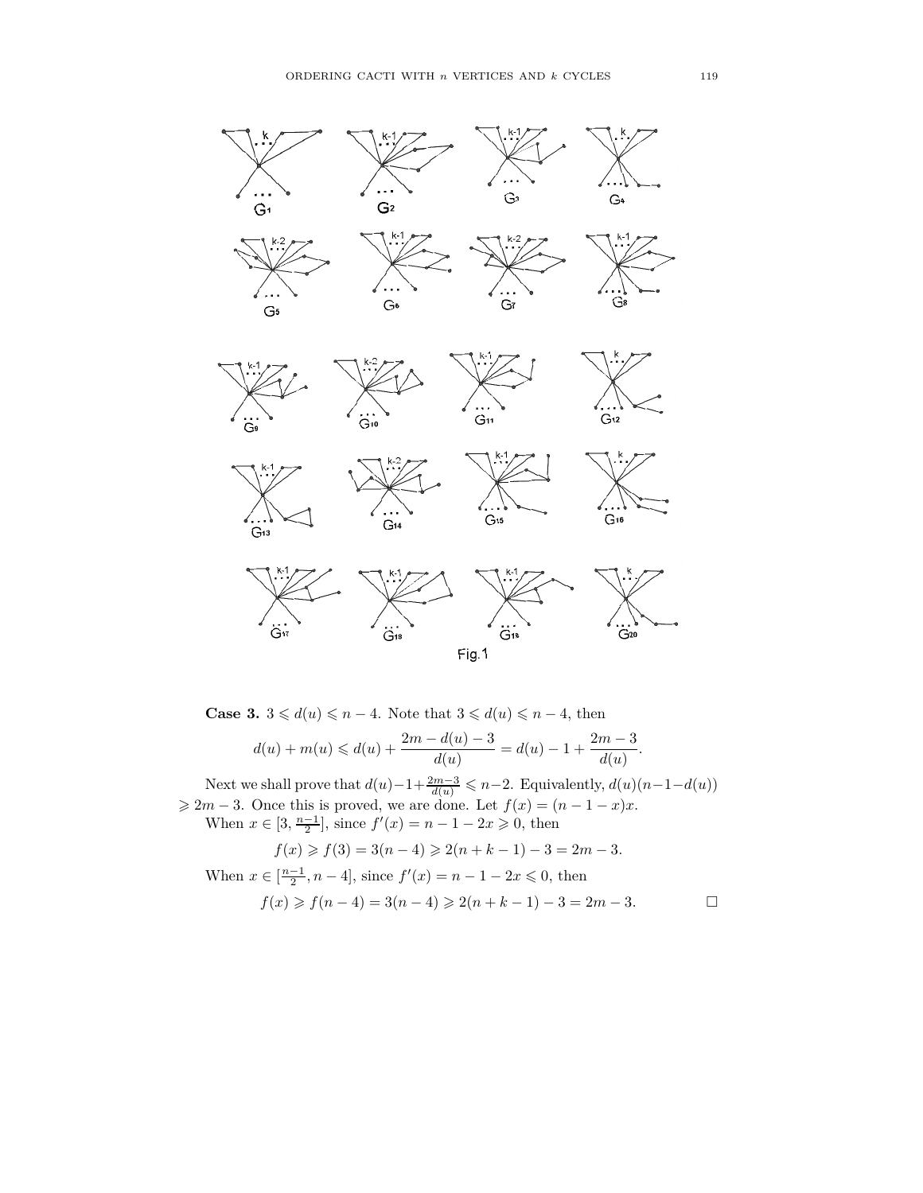Fig.1

**Case 3.** $3 \leqslant d(u) \leqslant n-4$. Note that $3 \leqslant d(u) \leqslant n-4$, then

$$d(u) + m(u) \leqslant d(u) + \frac{2m - d(u) - 3}{d(u)} = d(u) - 1 + \frac{2m-3}{d(u)}.$$

Next we shall prove that $d(u) - 1 + \frac{2m-3}{d(u)} \leqslant n-2$. Equivalently, $d(u)(n-1-d(u)) \geqslant 2m-3$. Once this is proved, we are done. Let $f(x) = (n-1-x)x$.

When $x \in [3, \frac{n-1}{2}]$, since $f'(x) = n-1-2x \geqslant 0$, then

$$f(x) \geqslant f(3) = 3(n-4) \geqslant 2(n+k-1) - 3 = 2m-3.$$

When $x \in [\frac{n-1}{2}, n-4]$, since $f'(x) = n-1-2x \leqslant 0$, then

$$f(x) \geqslant f(n-4) = 3(n-4) \geqslant 2(n+k-1) - 3 = 2m-3.$$

$\square$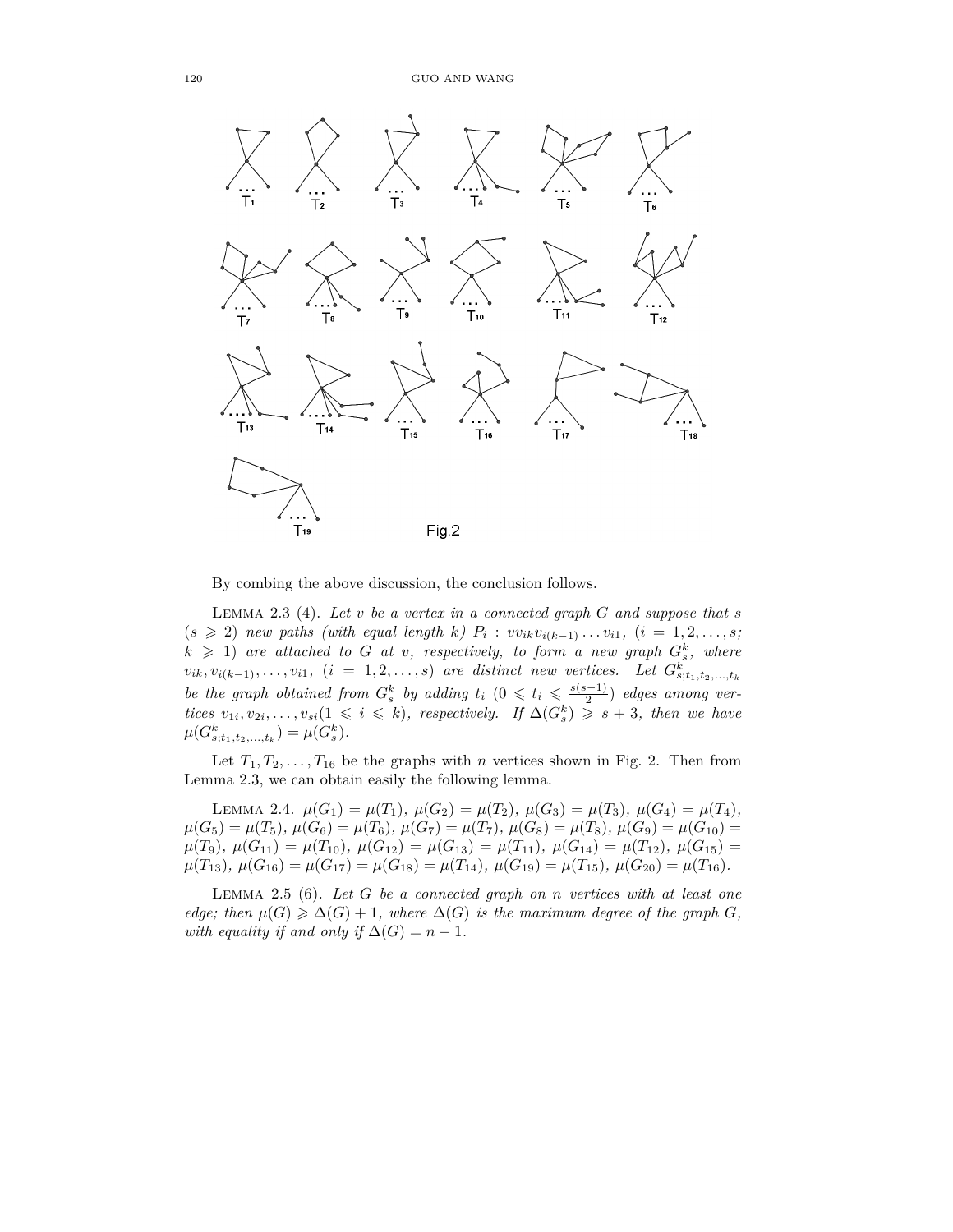Fig.2

By combing the above discussion, the conclusion follows.

LEMMA 2.3 (4). *Let $v$ be a vertex in a connected graph $G$ and suppose that $s$ ($s \geqslant 2$) new paths (with equal length $k$) $P_i : vv_{ik}v_{i(k-1)} \dots v_{i1}$, ($i = 1, 2, \dots, s$; $k \geqslant 1$) are attached to $G$ at $v$, respectively, to form a new graph $G_s^k$, where $v_{ik}, v_{i(k-1)}, \dots, v_{i1}$, ($i = 1, 2, \dots, s$) are distinct new vertices. Let $G^k_{s;t_1,t_2,\dots,t_k}$ be the graph obtained from $G_s^k$ by adding $t_i$ ($0 \leqslant t_i \leqslant \frac{s(s-1)}{2}$) edges among vertices $v_{1i}, v_{2i}, \dots, v_{si} (1 \leqslant i \leqslant k)$, respectively. If $\Delta(G_s^k) \geqslant s + 3$, then we have $\mu(G^k_{s;t_1,t_2,\dots,t_k}) = \mu(G_s^k)$.*

Let $T_1, T_2, \dots, T_{16}$ be the graphs with $n$ vertices shown in Fig. 2. Then from Lemma 2.3, we can obtain easily the following lemma.

LEMMA 2.4. $\mu(G_1) = \mu(T_1)$, $\mu(G_2) = \mu(T_2)$, $\mu(G_3) = \mu(T_3)$, $\mu(G_4) = \mu(T_4)$, $\mu(G_5) = \mu(T_5)$, $\mu(G_6) = \mu(T_6)$, $\mu(G_7) = \mu(T_7)$, $\mu(G_8) = \mu(T_8)$, $\mu(G_9) = \mu(G_{10}) = \mu(T_9)$, $\mu(G_{11}) = \mu(T_{10})$, $\mu(G_{12}) = \mu(G_{13}) = \mu(T_{11})$, $\mu(G_{14}) = \mu(T_{12})$, $\mu(G_{15}) = \mu(T_{13})$, $\mu(G_{16}) = \mu(G_{17}) = \mu(G_{18}) = \mu(T_{14})$, $\mu(G_{19}) = \mu(T_{15})$, $\mu(G_{20}) = \mu(T_{16})$.

LEMMA 2.5 (6). *Let $G$ be a connected graph on $n$ vertices with at least one edge; then $\mu(G) \geqslant \Delta(G) + 1$, where $\Delta(G)$ is the maximum degree of the graph $G$, with equality if and only if $\Delta(G) = n - 1$.*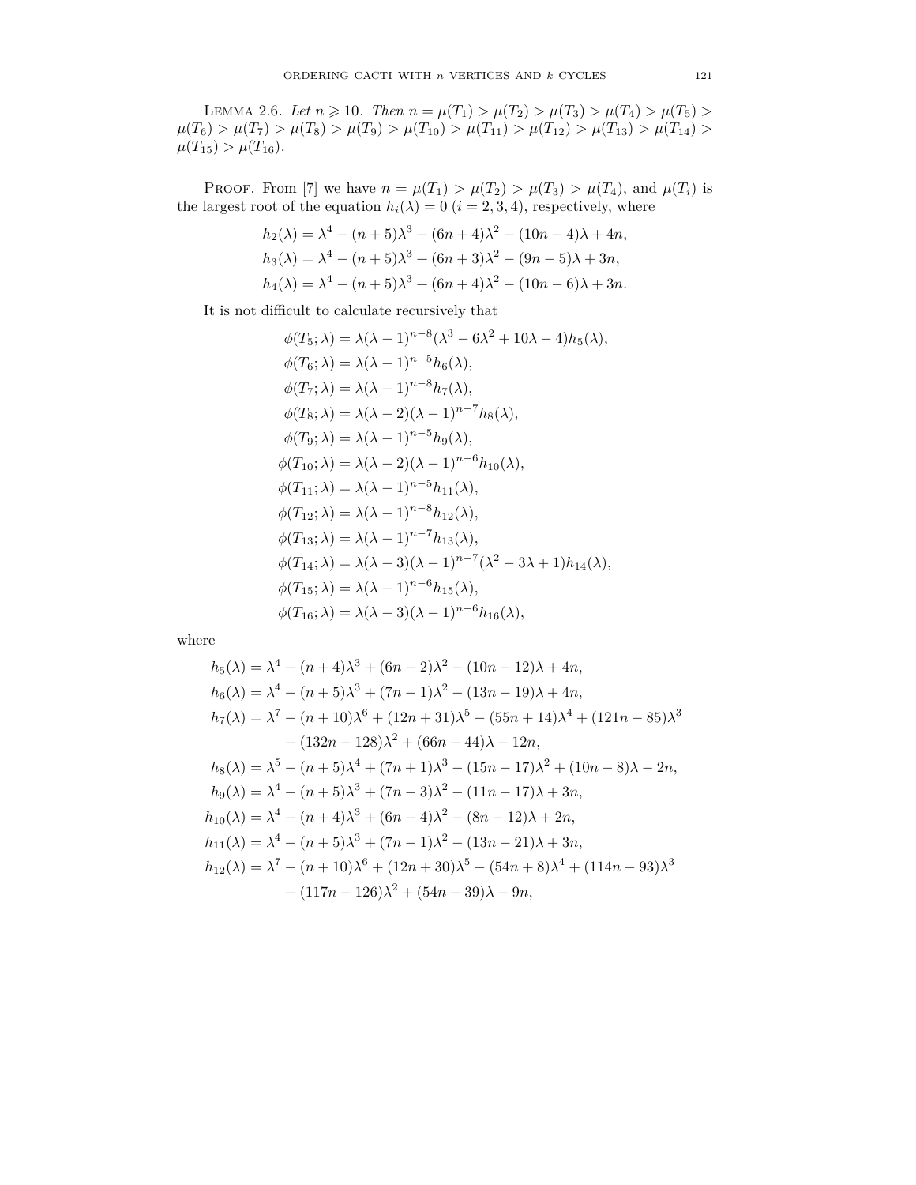LEMMA 2.6. *Let $n \geqslant 10$. Then $n = \mu(T_1) > \mu(T_2) > \mu(T_3) > \mu(T_4) > \mu(T_5) > \mu(T_6) > \mu(T_7) > \mu(T_8) > \mu(T_9) > \mu(T_{10}) > \mu(T_{11}) > \mu(T_{12}) > \mu(T_{13}) > \mu(T_{14}) > \mu(T_{15}) > \mu(T_{16})$.*

PROOF. From [7] we have $n = \mu(T_1) > \mu(T_2) > \mu(T_3) > \mu(T_4)$, and $\mu(T_i)$ is the largest root of the equation $h_i(\lambda) = 0$ $(i = 2, 3, 4)$, respectively, where

$$
\begin{aligned}
h_2(\lambda) &= \lambda^4 - (n+5)\lambda^3 + (6n+4)\lambda^2 - (10n-4)\lambda + 4n,\\
h_3(\lambda) &= \lambda^4 - (n+5)\lambda^3 + (6n+3)\lambda^2 - (9n-5)\lambda + 3n,\\
h_4(\lambda) &= \lambda^4 - (n+5)\lambda^3 + (6n+4)\lambda^2 - (10n-6)\lambda + 3n.
\end{aligned}
$$

It is not difficult to calculate recursively that

$$
\begin{aligned}
\phi(T_5;\lambda) &= \lambda(\lambda-1)^{n-8}(\lambda^3 - 6\lambda^2 + 10\lambda - 4)h_5(\lambda),\\
\phi(T_6;\lambda) &= \lambda(\lambda-1)^{n-5}h_6(\lambda),\\
\phi(T_7;\lambda) &= \lambda(\lambda-1)^{n-8}h_7(\lambda),\\
\phi(T_8;\lambda) &= \lambda(\lambda-2)(\lambda-1)^{n-7}h_8(\lambda),\\
\phi(T_9;\lambda) &= \lambda(\lambda-1)^{n-5}h_9(\lambda),\\
\phi(T_{10};\lambda) &= \lambda(\lambda-2)(\lambda-1)^{n-6}h_{10}(\lambda),\\
\phi(T_{11};\lambda) &= \lambda(\lambda-1)^{n-5}h_{11}(\lambda),\\
\phi(T_{12};\lambda) &= \lambda(\lambda-1)^{n-8}h_{12}(\lambda),\\
\phi(T_{13};\lambda) &= \lambda(\lambda-1)^{n-7}h_{13}(\lambda),\\
\phi(T_{14};\lambda) &= \lambda(\lambda-3)(\lambda-1)^{n-7}(\lambda^2 - 3\lambda + 1)h_{14}(\lambda),\\
\phi(T_{15};\lambda) &= \lambda(\lambda-1)^{n-6}h_{15}(\lambda),\\
\phi(T_{16};\lambda) &= \lambda(\lambda-3)(\lambda-1)^{n-6}h_{16}(\lambda),
\end{aligned}
$$

where

$$
\begin{aligned}
h_5(\lambda) &= \lambda^4 - (n+4)\lambda^3 + (6n-2)\lambda^2 - (10n-12)\lambda + 4n,\\
h_6(\lambda) &= \lambda^4 - (n+5)\lambda^3 + (7n-1)\lambda^2 - (13n-19)\lambda + 4n,\\
h_7(\lambda) &= \lambda^7 - (n+10)\lambda^6 + (12n+31)\lambda^5 - (55n+14)\lambda^4 + (121n-85)\lambda^3\\
&\quad - (132n-128)\lambda^2 + (66n-44)\lambda - 12n,\\
h_8(\lambda) &= \lambda^5 - (n+5)\lambda^4 + (7n+1)\lambda^3 - (15n-17)\lambda^2 + (10n-8)\lambda - 2n,\\
h_9(\lambda) &= \lambda^4 - (n+5)\lambda^3 + (7n-3)\lambda^2 - (11n-17)\lambda + 3n,\\
h_{10}(\lambda) &= \lambda^4 - (n+4)\lambda^3 + (6n-4)\lambda^2 - (8n-12)\lambda + 2n,\\
h_{11}(\lambda) &= \lambda^4 - (n+5)\lambda^3 + (7n-1)\lambda^2 - (13n-21)\lambda + 3n,\\
h_{12}(\lambda) &= \lambda^7 - (n+10)\lambda^6 + (12n+30)\lambda^5 - (54n+8)\lambda^4 + (114n-93)\lambda^3\\
&\quad - (117n-126)\lambda^2 + (54n-39)\lambda - 9n,
\end{aligned}
$$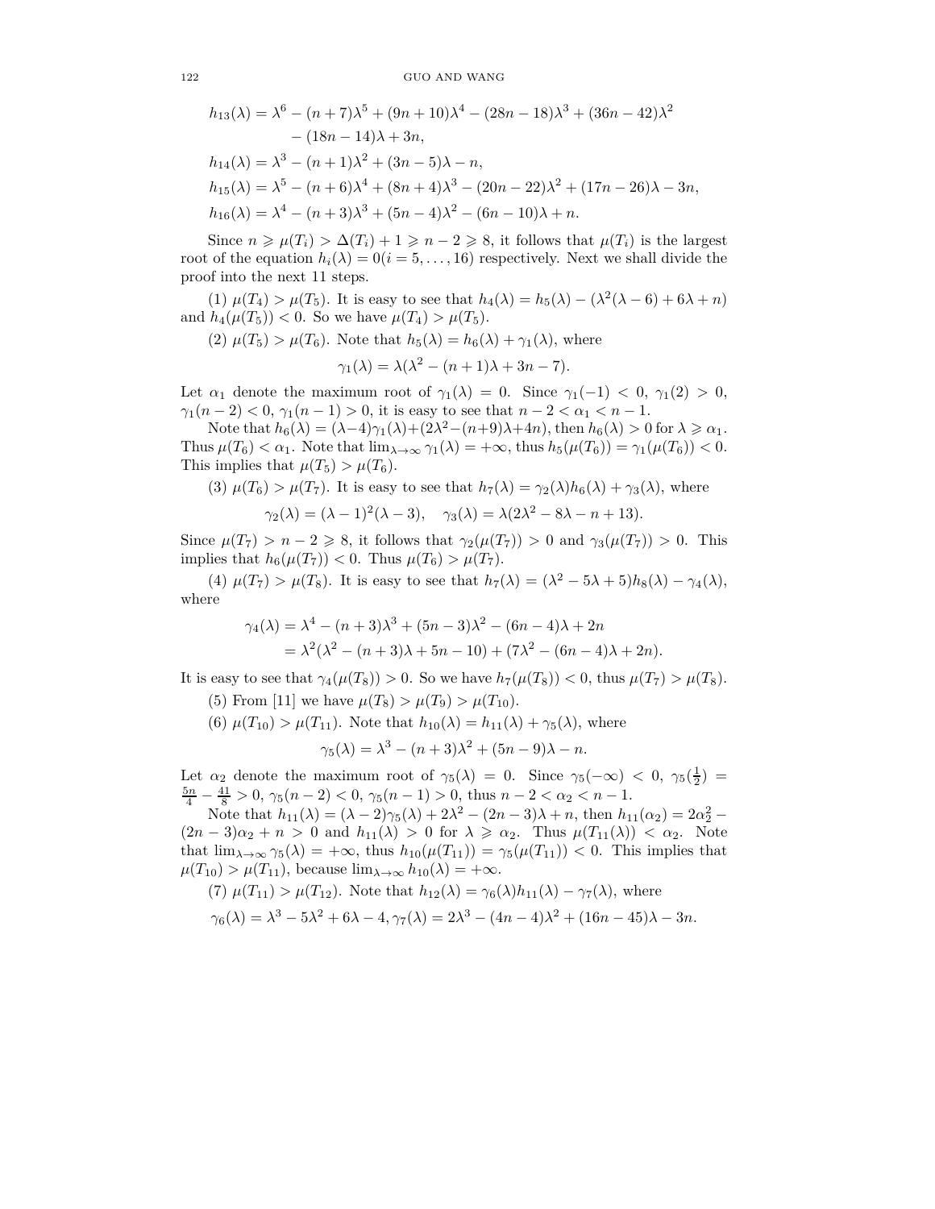$$h_{13}(\lambda) = \lambda^6 - (n+7)\lambda^5 + (9n+10)\lambda^4 - (28n-18)\lambda^3 + (36n-42)\lambda^2 - (18n-14)\lambda + 3n,$$

$$h_{14}(\lambda) = \lambda^3 - (n+1)\lambda^2 + (3n-5)\lambda - n,$$

$$h_{15}(\lambda) = \lambda^5 - (n+6)\lambda^4 + (8n+4)\lambda^3 - (20n-22)\lambda^2 + (17n-26)\lambda - 3n,$$

$$h_{16}(\lambda) = \lambda^4 - (n+3)\lambda^3 + (5n-4)\lambda^2 - (6n-10)\lambda + n.$$

Since $n \geqslant \mu(T_i) > \Delta(T_i) + 1 \geqslant n - 2 \geqslant 8$, it follows that $\mu(T_i)$ is the largest root of the equation $h_i(\lambda) = 0 (i = 5, \ldots, 16)$ respectively. Next we shall divide the proof into the next 11 steps.

(1) $\mu(T_4) > \mu(T_5)$. It is easy to see that $h_4(\lambda) = h_5(\lambda) - (\lambda^2(\lambda - 6) + 6\lambda + n)$ and $h_4(\mu(T_5)) < 0$. So we have $\mu(T_4) > \mu(T_5)$.

(2) $\mu(T_5) > \mu(T_6)$. Note that $h_5(\lambda) = h_6(\lambda) + \gamma_1(\lambda)$, where

$$\gamma_1(\lambda) = \lambda(\lambda^2 - (n+1)\lambda + 3n - 7).$$

Let $\alpha_1$ denote the maximum root of $\gamma_1(\lambda) = 0$. Since $\gamma_1(-1) < 0$, $\gamma_1(2) > 0$, $\gamma_1(n-2) < 0$, $\gamma_1(n-1) > 0$, it is easy to see that $n - 2 < \alpha_1 < n - 1$.

Note that $h_6(\lambda) = (\lambda - 4)\gamma_1(\lambda) + (2\lambda^2 - (n+9)\lambda + 4n)$, then $h_6(\lambda) > 0$ for $\lambda \geqslant \alpha_1$. Thus $\mu(T_6) < \alpha_1$. Note that $\lim_{\lambda \to \infty} \gamma_1(\lambda) = +\infty$, thus $h_5(\mu(T_6)) = \gamma_1(\mu(T_6)) < 0$. This implies that $\mu(T_5) > \mu(T_6)$.

(3) $\mu(T_6) > \mu(T_7)$. It is easy to see that $h_7(\lambda) = \gamma_2(\lambda)h_6(\lambda) + \gamma_3(\lambda)$, where

$$\gamma_2(\lambda) = (\lambda - 1)^2(\lambda - 3), \quad \gamma_3(\lambda) = \lambda(2\lambda^2 - 8\lambda - n + 13).$$

Since $\mu(T_7) > n - 2 \geqslant 8$, it follows that $\gamma_2(\mu(T_7)) > 0$ and $\gamma_3(\mu(T_7)) > 0$. This implies that $h_6(\mu(T_7)) < 0$. Thus $\mu(T_6) > \mu(T_7)$.

(4) $\mu(T_7) > \mu(T_8)$. It is easy to see that $h_7(\lambda) = (\lambda^2 - 5\lambda + 5)h_8(\lambda) - \gamma_4(\lambda)$, where

$$\begin{aligned}\gamma_4(\lambda) &= \lambda^4 - (n+3)\lambda^3 + (5n-3)\lambda^2 - (6n-4)\lambda + 2n \\ &= \lambda^2(\lambda^2 - (n+3)\lambda + 5n - 10) + (7\lambda^2 - (6n-4)\lambda + 2n).\end{aligned}$$

It is easy to see that $\gamma_4(\mu(T_8)) > 0$. So we have $h_7(\mu(T_8)) < 0$, thus $\mu(T_7) > \mu(T_8)$.

(5) From [11] we have $\mu(T_8) > \mu(T_9) > \mu(T_{10})$.

(6) $\mu(T_{10}) > \mu(T_{11})$. Note that $h_{10}(\lambda) = h_{11}(\lambda) + \gamma_5(\lambda)$, where

$$\gamma_5(\lambda) = \lambda^3 - (n+3)\lambda^2 + (5n-9)\lambda - n.$$

Let $\alpha_2$ denote the maximum root of $\gamma_5(\lambda) = 0$. Since $\gamma_5(-\infty) < 0$, $\gamma_5(\frac{1}{2}) = \frac{5n}{4} - \frac{41}{8} > 0$, $\gamma_5(n-2) < 0$, $\gamma_5(n-1) > 0$, thus $n - 2 < \alpha_2 < n - 1$.

Note that $h_{11}(\lambda) = (\lambda - 2)\gamma_5(\lambda) + 2\lambda^2 - (2n-3)\lambda + n$, then $h_{11}(\alpha_2) = 2\alpha_2^2 - (2n-3)\alpha_2 + n > 0$ and $h_{11}(\lambda) > 0$ for $\lambda \geqslant \alpha_2$. Thus $\mu(T_{11}(\lambda)) < \alpha_2$. Note that $\lim_{\lambda \to \infty} \gamma_5(\lambda) = +\infty$, thus $h_{10}(\mu(T_{11})) = \gamma_5(\mu(T_{11})) < 0$. This implies that $\mu(T_{10}) > \mu(T_{11})$, because $\lim_{\lambda \to \infty} h_{10}(\lambda) = +\infty$.

(7) $\mu(T_{11}) > \mu(T_{12})$. Note that $h_{12}(\lambda) = \gamma_6(\lambda)h_{11}(\lambda) - \gamma_7(\lambda)$, where

$$\gamma_6(\lambda) = \lambda^3 - 5\lambda^2 + 6\lambda - 4, \gamma_7(\lambda) = 2\lambda^3 - (4n-4)\lambda^2 + (16n-45)\lambda - 3n.$$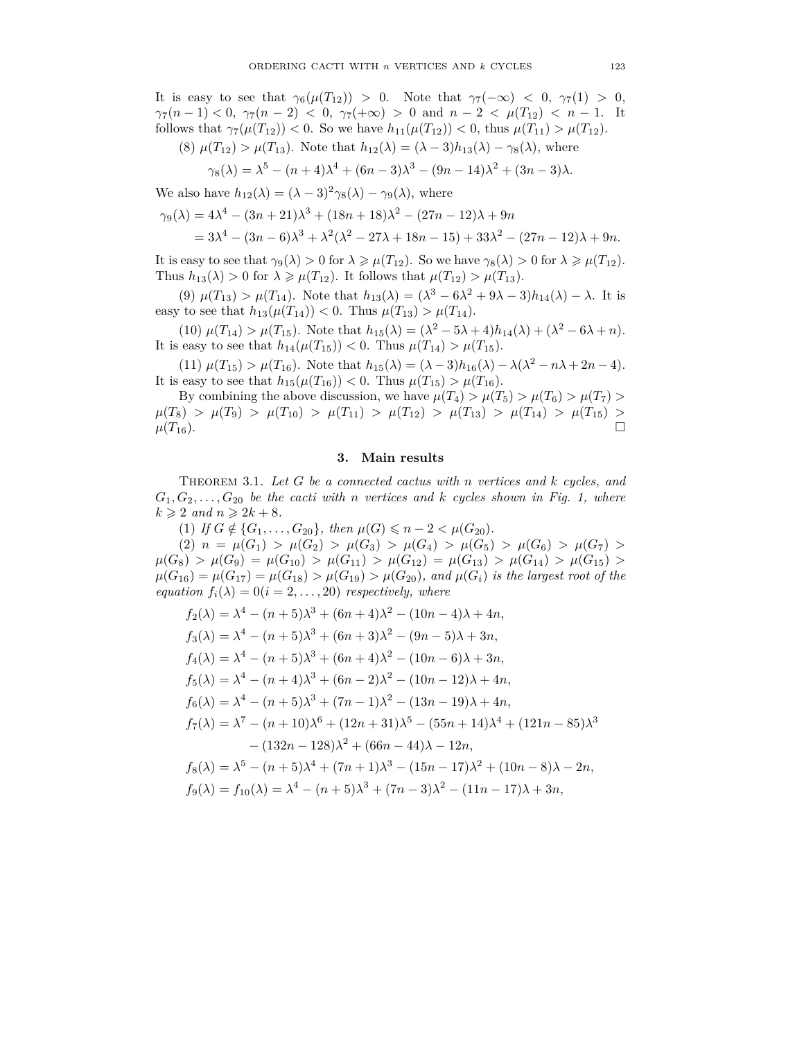It is easy to see that $\gamma_6(\mu(T_{12})) > 0$. Note that $\gamma_7(-\infty) < 0$, $\gamma_7(1) > 0$, $\gamma_7(n-1) < 0$, $\gamma_7(n-2) < 0$, $\gamma_7(+\infty) > 0$ and $n-2 < \mu(T_{12}) < n-1$. It follows that $\gamma_7(\mu(T_{12})) < 0$. So we have $h_{11}(\mu(T_{12})) < 0$, thus $\mu(T_{11}) > \mu(T_{12})$.

(8) $\mu(T_{12}) > \mu(T_{13})$. Note that $h_{12}(\lambda) = (\lambda - 3)h_{13}(\lambda) - \gamma_8(\lambda)$, where

$$\gamma_8(\lambda) = \lambda^5 - (n+4)\lambda^4 + (6n-3)\lambda^3 - (9n-14)\lambda^2 + (3n-3)\lambda.$$

We also have $h_{12}(\lambda) = (\lambda-3)^2\gamma_8(\lambda) - \gamma_9(\lambda)$, where

$$\begin{aligned}\gamma_9(\lambda) &= 4\lambda^4 - (3n+21)\lambda^3 + (18n+18)\lambda^2 - (27n-12)\lambda + 9n \\ &= 3\lambda^4 - (3n-6)\lambda^3 + \lambda^2(\lambda^2 - 27\lambda + 18n - 15) + 33\lambda^2 - (27n-12)\lambda + 9n.\end{aligned}$$

It is easy to see that $\gamma_9(\lambda) > 0$ for $\lambda \geqslant \mu(T_{12})$. So we have $\gamma_8(\lambda) > 0$ for $\lambda \geqslant \mu(T_{12})$. Thus $h_{13}(\lambda) > 0$ for $\lambda \geqslant \mu(T_{12})$. It follows that $\mu(T_{12}) > \mu(T_{13})$.

(9) $\mu(T_{13}) > \mu(T_{14})$. Note that $h_{13}(\lambda) = (\lambda^3 - 6\lambda^2 + 9\lambda - 3)h_{14}(\lambda) - \lambda$. It is easy to see that $h_{13}(\mu(T_{14})) < 0$. Thus $\mu(T_{13}) > \mu(T_{14})$.

(10) $\mu(T_{14}) > \mu(T_{15})$. Note that $h_{15}(\lambda) = (\lambda^2 - 5\lambda + 4)h_{14}(\lambda) + (\lambda^2 - 6\lambda + n)$. It is easy to see that $h_{14}(\mu(T_{15})) < 0$. Thus $\mu(T_{14}) > \mu(T_{15})$.

(11) $\mu(T_{15}) > \mu(T_{16})$. Note that $h_{15}(\lambda) = (\lambda - 3)h_{16}(\lambda) - \lambda(\lambda^2 - n\lambda + 2n - 4)$. It is easy to see that $h_{15}(\mu(T_{16})) < 0$. Thus $\mu(T_{15}) > \mu(T_{16})$.

By combining the above discussion, we have $\mu(T_4) > \mu(T_5) > \mu(T_6) > \mu(T_7) > \mu(T_8) > \mu(T_9) > \mu(T_{10}) > \mu(T_{11}) > \mu(T_{12}) > \mu(T_{13}) > \mu(T_{14}) > \mu(T_{15}) > \mu(T_{16})$. □

## 3. Main results

THEOREM 3.1. *Let $G$ be a connected cactus with $n$ vertices and $k$ cycles, and $G_1, G_2, \ldots, G_{20}$ be the cacti with $n$ vertices and $k$ cycles shown in Fig. 1, where $k \geqslant 2$ and $n \geqslant 2k+8$.*

(1) *If $G \notin \{G_1, \ldots, G_{20}\}$, then $\mu(G) \leqslant n-2 < \mu(G_{20})$.*

(2) *$n = \mu(G_1) > \mu(G_2) > \mu(G_3) > \mu(G_4) > \mu(G_5) > \mu(G_6) > \mu(G_7) > \mu(G_8) > \mu(G_9) = \mu(G_{10}) > \mu(G_{11}) > \mu(G_{12}) = \mu(G_{13}) > \mu(G_{14}) > \mu(G_{15}) > \mu(G_{16}) = \mu(G_{17}) = \mu(G_{18}) > \mu(G_{19}) > \mu(G_{20})$, and $\mu(G_i)$ is the largest root of the equation $f_i(\lambda) = 0 (i = 2, \ldots, 20)$ respectively, where*

$$f_2(\lambda) = \lambda^4 - (n+5)\lambda^3 + (6n+4)\lambda^2 - (10n-4)\lambda + 4n,$$

$$f_3(\lambda) = \lambda^4 - (n+5)\lambda^3 + (6n+3)\lambda^2 - (9n-5)\lambda + 3n,$$

$$f_4(\lambda) = \lambda^4 - (n+5)\lambda^3 + (6n+4)\lambda^2 - (10n-6)\lambda + 3n,$$

$$f_5(\lambda) = \lambda^4 - (n+4)\lambda^3 + (6n-2)\lambda^2 - (10n-12)\lambda + 4n,$$

$$f_6(\lambda) = \lambda^4 - (n+5)\lambda^3 + (7n-1)\lambda^2 - (13n-19)\lambda + 4n,$$

$$\begin{aligned}f_7(\lambda) = \lambda^7 &- (n+10)\lambda^6 + (12n+31)\lambda^5 - (55n+14)\lambda^4 + (121n-85)\lambda^3 \\ &- (132n-128)\lambda^2 + (66n-44)\lambda - 12n,\end{aligned}$$

$$f_8(\lambda) = \lambda^5 - (n+5)\lambda^4 + (7n+1)\lambda^3 - (15n-17)\lambda^2 + (10n-8)\lambda - 2n,$$

$$f_9(\lambda) = f_{10}(\lambda) = \lambda^4 - (n+5)\lambda^3 + (7n-3)\lambda^2 - (11n-17)\lambda + 3n,$$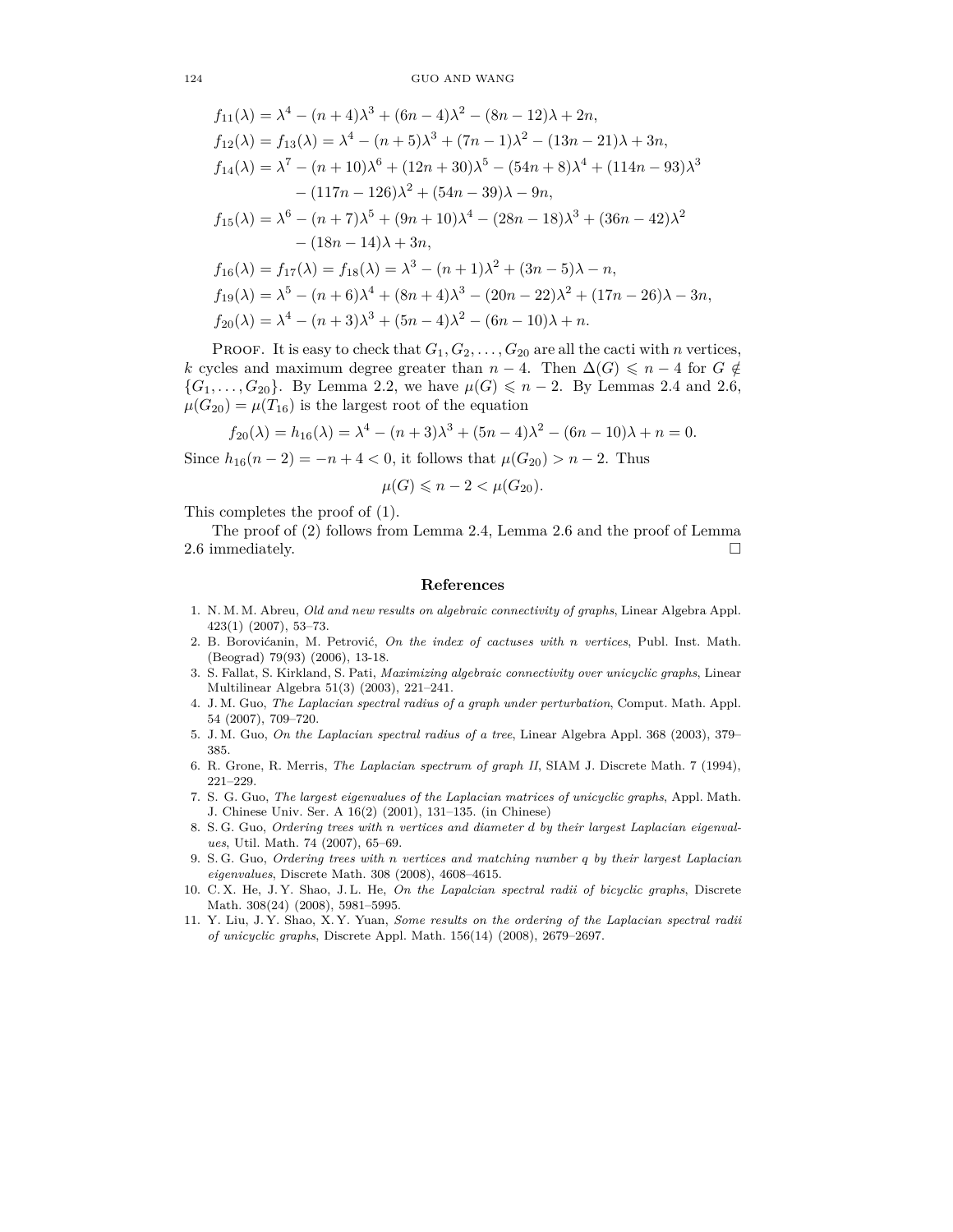$$f_{11}(\lambda) = \lambda^4 - (n+4)\lambda^3 + (6n-4)\lambda^2 - (8n-12)\lambda + 2n,$$

$$f_{12}(\lambda) = f_{13}(\lambda) = \lambda^4 - (n+5)\lambda^3 + (7n-1)\lambda^2 - (13n-21)\lambda + 3n,$$

$$f_{14}(\lambda) = \lambda^7 - (n+10)\lambda^6 + (12n+30)\lambda^5 - (54n+8)\lambda^4 + (114n-93)\lambda^3 - (117n-126)\lambda^2 + (54n-39)\lambda - 9n,$$

$$f_{15}(\lambda) = \lambda^6 - (n+7)\lambda^5 + (9n+10)\lambda^4 - (28n-18)\lambda^3 + (36n-42)\lambda^2 - (18n-14)\lambda + 3n,$$

$$f_{16}(\lambda) = f_{17}(\lambda) = f_{18}(\lambda) = \lambda^3 - (n+1)\lambda^2 + (3n-5)\lambda - n,$$

$$f_{19}(\lambda) = \lambda^5 - (n+6)\lambda^4 + (8n+4)\lambda^3 - (20n-22)\lambda^2 + (17n-26)\lambda - 3n,$$

$$f_{20}(\lambda) = \lambda^4 - (n+3)\lambda^3 + (5n-4)\lambda^2 - (6n-10)\lambda + n.$$

Proof. It is easy to check that $G_1, G_2, \ldots, G_{20}$ are all the cacti with $n$ vertices, $k$ cycles and maximum degree greater than $n-4$. Then $\Delta(G) \leqslant n-4$ for $G \notin \{G_1, \ldots, G_{20}\}$. By Lemma 2.2, we have $\mu(G) \leqslant n-2$. By Lemmas 2.4 and 2.6, $\mu(G_{20}) = \mu(T_{16})$ is the largest root of the equation

$$f_{20}(\lambda) = h_{16}(\lambda) = \lambda^4 - (n+3)\lambda^3 + (5n-4)\lambda^2 - (6n-10)\lambda + n = 0.$$

Since $h_{16}(n-2) = -n+4 < 0$, it follows that $\mu(G_{20}) > n-2$. Thus

$$\mu(G) \leqslant n-2 < \mu(G_{20}).$$

This completes the proof of (1).

The proof of (2) follows from Lemma 2.4, Lemma 2.6 and the proof of Lemma 2.6 immediately. □

## References

1. N. M. M. Abreu, *Old and new results on algebraic connectivity of graphs*, Linear Algebra Appl. 423(1) (2007), 53–73.
2. B. Borovićanin, M. Petrović, *On the index of cactuses with n vertices*, Publ. Inst. Math. (Beograd) 79(93) (2006), 13-18.
3. S. Fallat, S. Kirkland, S. Pati, *Maximizing algebraic connectivity over unicyclic graphs*, Linear Multilinear Algebra 51(3) (2003), 221–241.
4. J. M. Guo, *The Laplacian spectral radius of a graph under perturbation*, Comput. Math. Appl. 54 (2007), 709–720.
5. J. M. Guo, *On the Laplacian spectral radius of a tree*, Linear Algebra Appl. 368 (2003), 379–385.
6. R. Grone, R. Merris, *The Laplacian spectrum of graph II*, SIAM J. Discrete Math. 7 (1994), 221–229.
7. S. G. Guo, *The largest eigenvalues of the Laplacian matrices of unicyclic graphs*, Appl. Math. J. Chinese Univ. Ser. A 16(2) (2001), 131–135. (in Chinese)
8. S. G. Guo, *Ordering trees with n vertices and diameter d by their largest Laplacian eigenvalues*, Util. Math. 74 (2007), 65–69.
9. S. G. Guo, *Ordering trees with n vertices and matching number q by their largest Laplacian eigenvalues*, Discrete Math. 308 (2008), 4608–4615.
10. C. X. He, J. Y. Shao, J. L. He, *On the Lapalcian spectral radii of bicyclic graphs*, Discrete Math. 308(24) (2008), 5981–5995.
11. Y. Liu, J. Y. Shao, X. Y. Yuan, *Some results on the ordering of the Laplacian spectral radii of unicyclic graphs*, Discrete Appl. Math. 156(14) (2008), 2679–2697.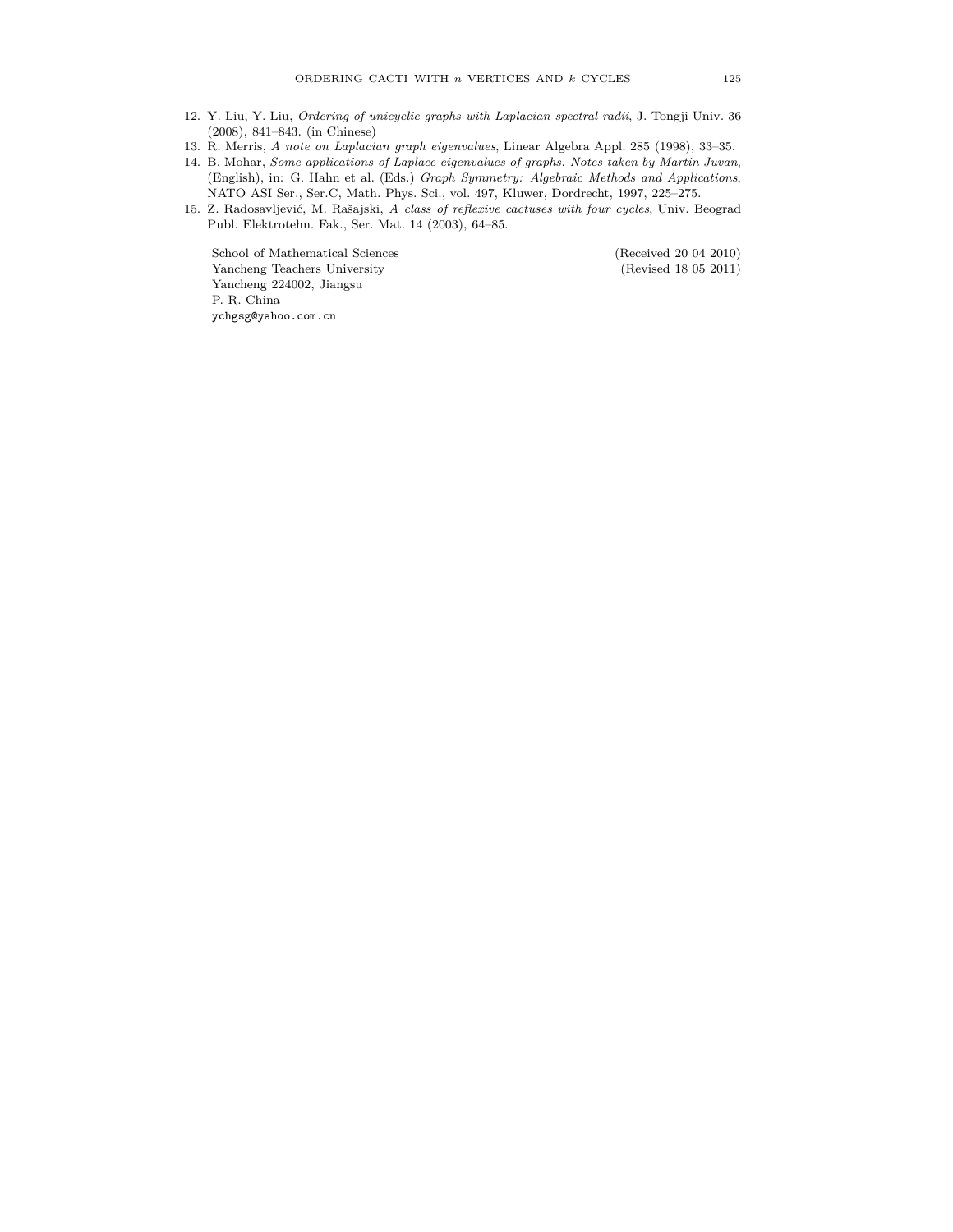12. Y. Liu, Y. Liu, *Ordering of unicyclic graphs with Laplacian spectral radii*, J. Tongji Univ. 36 (2008), 841–843. (in Chinese)
13. R. Merris, *A note on Laplacian graph eigenvalues*, Linear Algebra Appl. 285 (1998), 33–35.
14. B. Mohar, *Some applications of Laplace eigenvalues of graphs. Notes taken by Martin Juvan*, (English), in: G. Hahn et al. (Eds.) *Graph Symmetry: Algebraic Methods and Applications*, NATO ASI Ser., Ser.C, Math. Phys. Sci., vol. 497, Kluwer, Dordrecht, 1997, 225–275.
15. Z. Radosavljević, M. Rašajski, *A class of reflexive cactuses with four cycles*, Univ. Beograd Publ. Elektrotehn. Fak., Ser. Mat. 14 (2003), 64–85.

School of Mathematical Sciences
Yancheng Teachers University
Yancheng 224002, Jiangsu
P. R. China
ychgsg@yahoo.com.cn

(Received 20 04 2010)
(Revised 18 05 2011)